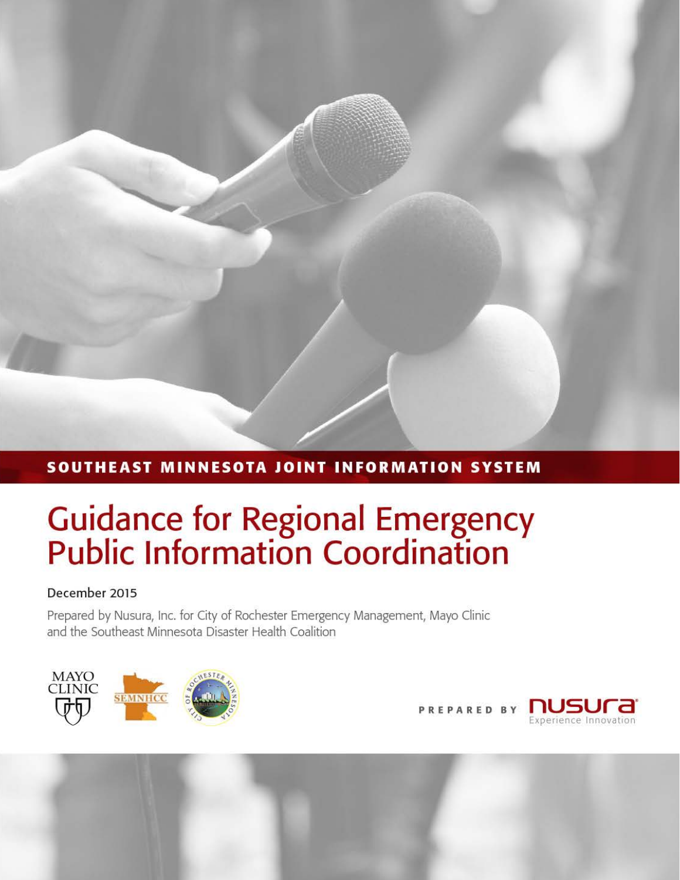SOUTHEAST MINNESOTA JOINT INFORMATION SYSTEM

# Guidance for Regional Emergency Public Information Coordination

December 2015

Prepared by Nusura, Inc. for City of Rochester Emergency Management, Mayo Clinic and the Southeast Minnesota Disaster Health Coalition

PREPARED BY nusura Experience Innovation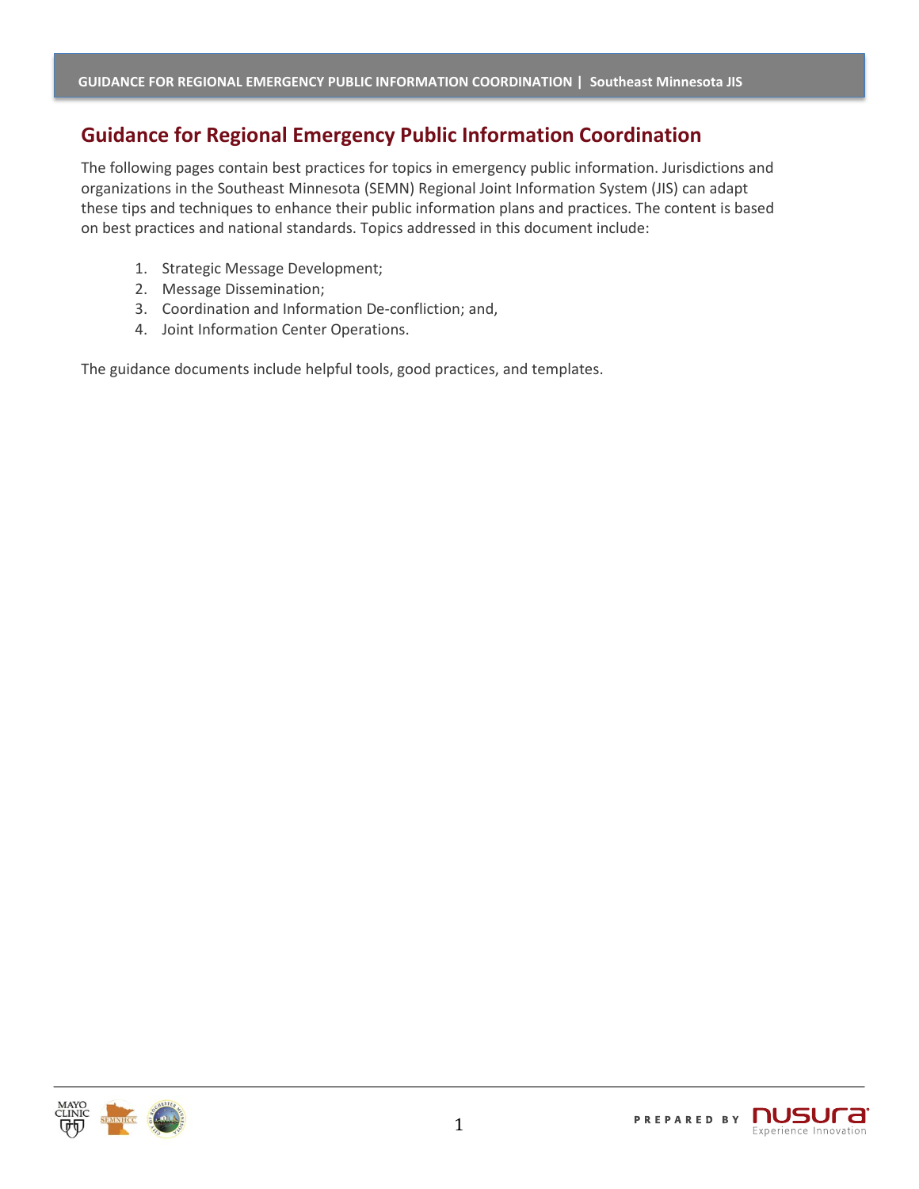# Guidance for Regional Emergency Public Information Coordination

The following pages contain best practices for topics in emergency public information. Jurisdictions and organizations in the Southeast Minnesota (SEMN) Regional Joint Information System (JIS) can adapt these tips and techniques to enhance their public information plans and practices. The content is based on best practices and national standards. Topics addressed in this document include:

1. Strategic Message Development;
2. Message Dissemination;
3. Coordination and Information De-confliction; and,
4. Joint Information Center Operations.

The guidance documents include helpful tools, good practices, and templates.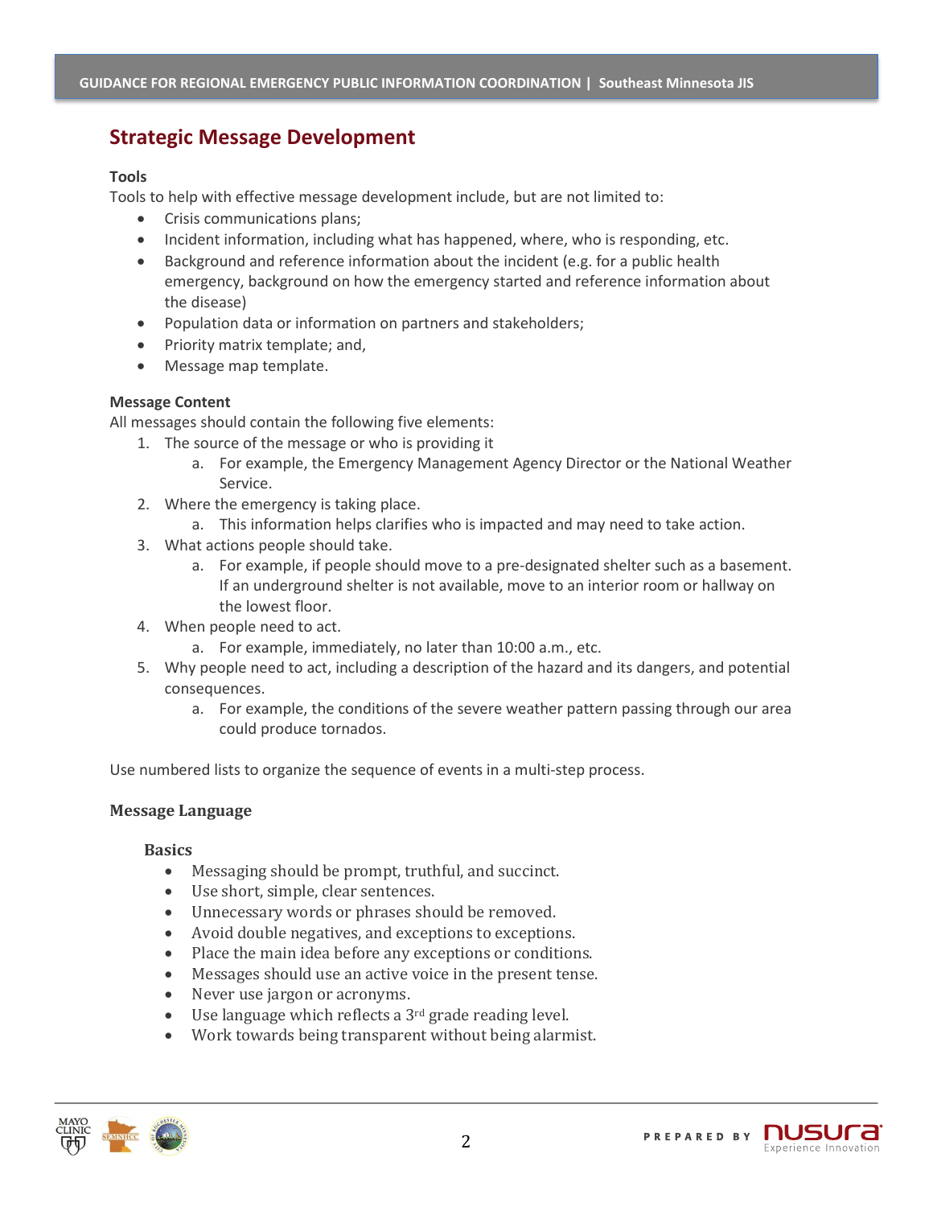## Strategic Message Development

**Tools**

Tools to help with effective message development include, but are not limited to:

- Crisis communications plans;
- Incident information, including what has happened, where, who is responding, etc.
- Background and reference information about the incident (e.g. for a public health emergency, background on how the emergency started and reference information about the disease)
- Population data or information on partners and stakeholders;
- Priority matrix template; and,
- Message map template.

**Message Content**

All messages should contain the following five elements:

1. The source of the message or who is providing it
    a. For example, the Emergency Management Agency Director or the National Weather Service.
2. Where the emergency is taking place.
    a. This information helps clarifies who is impacted and may need to take action.
3. What actions people should take.
    a. For example, if people should move to a pre-designated shelter such as a basement. If an underground shelter is not available, move to an interior room or hallway on the lowest floor.
4. When people need to act.
    a. For example, immediately, no later than 10:00 a.m., etc.
5. Why people need to act, including a description of the hazard and its dangers, and potential consequences.
    a. For example, the conditions of the severe weather pattern passing through our area could produce tornados.

Use numbered lists to organize the sequence of events in a multi-step process.

**Message Language**

**Basics**

- Messaging should be prompt, truthful, and succinct.
- Use short, simple, clear sentences.
- Unnecessary words or phrases should be removed.
- Avoid double negatives, and exceptions to exceptions.
- Place the main idea before any exceptions or conditions.
- Messages should use an active voice in the present tense.
- Never use jargon or acronyms.
- Use language which reflects a 3rd grade reading level.
- Work towards being transparent without being alarmist.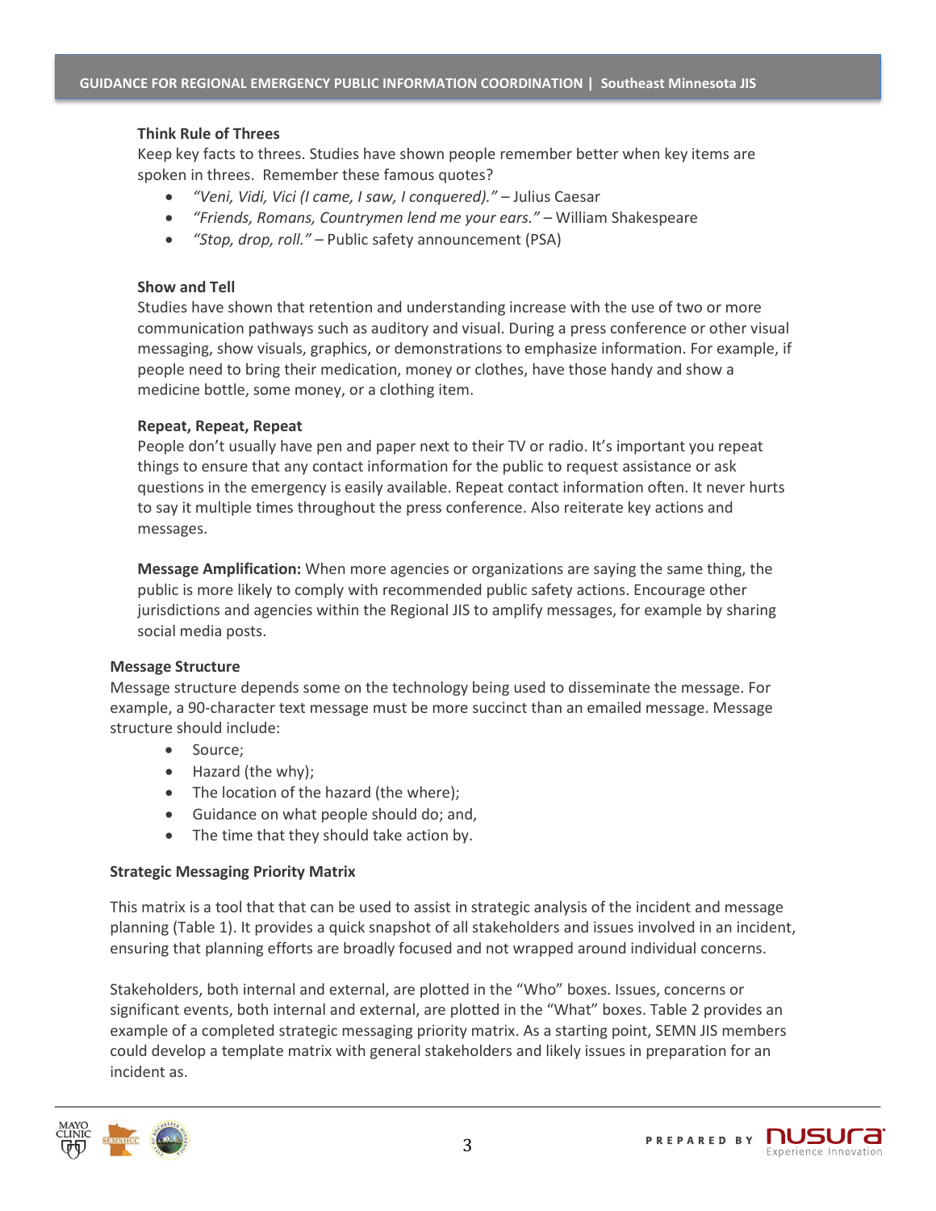**Think Rule of Threes**

Keep key facts to threes. Studies have shown people remember better when key items are spoken in threes. Remember these famous quotes?

- *"Veni, Vidi, Vici (I came, I saw, I conquered)."* – Julius Caesar
- *"Friends, Romans, Countrymen lend me your ears."* – William Shakespeare
- *"Stop, drop, roll."* – Public safety announcement (PSA)

**Show and Tell**

Studies have shown that retention and understanding increase with the use of two or more communication pathways such as auditory and visual. During a press conference or other visual messaging, show visuals, graphics, or demonstrations to emphasize information. For example, if people need to bring their medication, money or clothes, have those handy and show a medicine bottle, some money, or a clothing item.

**Repeat, Repeat, Repeat**

People don't usually have pen and paper next to their TV or radio. It's important you repeat things to ensure that any contact information for the public to request assistance or ask questions in the emergency is easily available. Repeat contact information often. It never hurts to say it multiple times throughout the press conference. Also reiterate key actions and messages.

**Message Amplification:** When more agencies or organizations are saying the same thing, the public is more likely to comply with recommended public safety actions. Encourage other jurisdictions and agencies within the Regional JIS to amplify messages, for example by sharing social media posts.

### Message Structure

Message structure depends some on the technology being used to disseminate the message. For example, a 90-character text message must be more succinct than an emailed message. Message structure should include:

- Source;
- Hazard (the why);
- The location of the hazard (the where);
- Guidance on what people should do; and,
- The time that they should take action by.

### Strategic Messaging Priority Matrix

This matrix is a tool that that can be used to assist in strategic analysis of the incident and message planning (Table 1). It provides a quick snapshot of all stakeholders and issues involved in an incident, ensuring that planning efforts are broadly focused and not wrapped around individual concerns.

Stakeholders, both internal and external, are plotted in the "Who" boxes. Issues, concerns or significant events, both internal and external, are plotted in the "What" boxes. Table 2 provides an example of a completed strategic messaging priority matrix. As a starting point, SEMN JIS members could develop a template matrix with general stakeholders and likely issues in preparation for an incident as.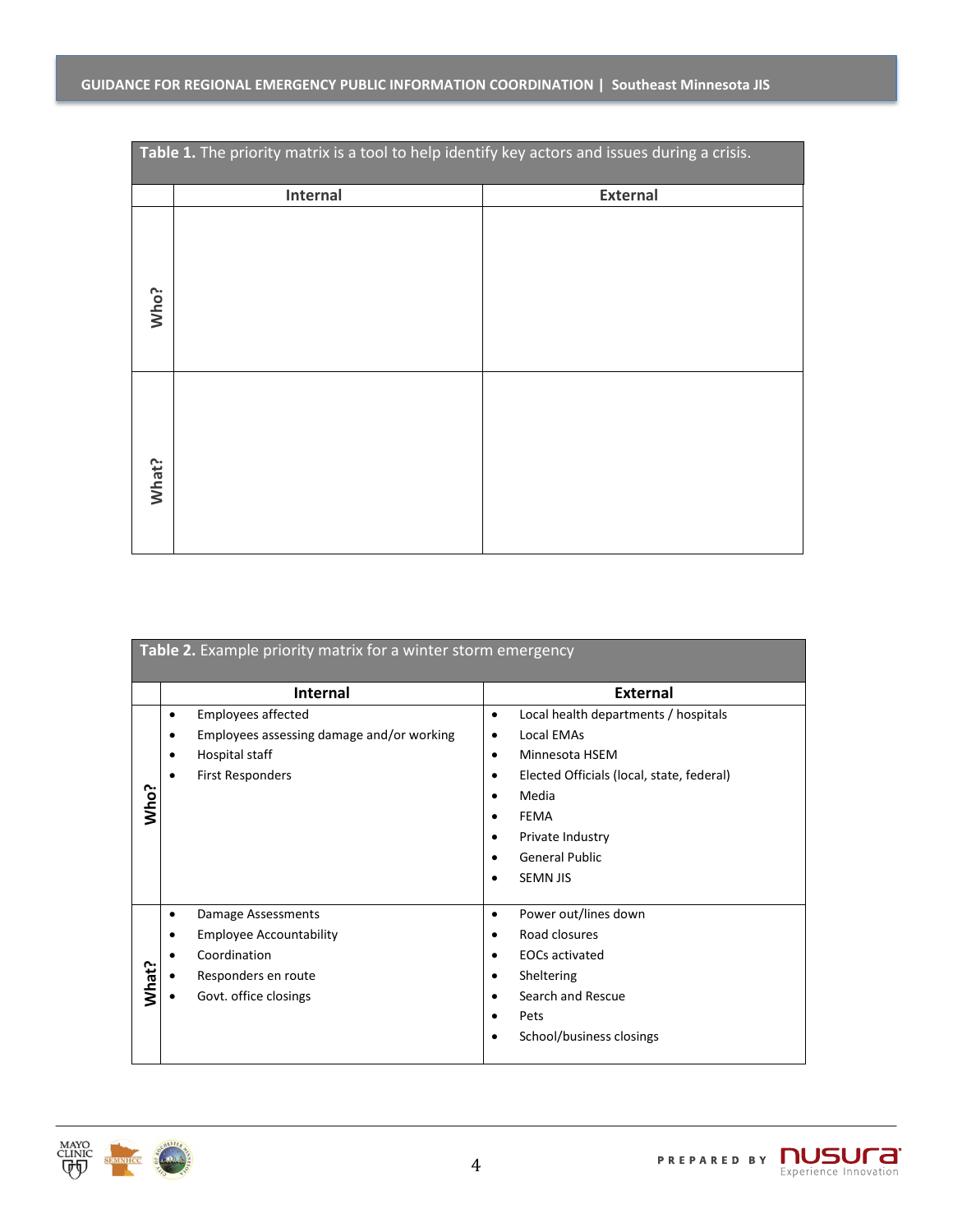**Table 1.** The priority matrix is a tool to help identify key actors and issues during a crisis.

| | Internal | External |
|---|---|---|
| **Who?** | | |
| **What?** | | |

**Table 2.** Example priority matrix for a winter storm emergency

| | Internal | External |
|---|---|---|
| **Who?** | • Employees affected<br>• Employees assessing damage and/or working<br>• Hospital staff<br>• First Responders | • Local health departments / hospitals<br>• Local EMAs<br>• Minnesota HSEM<br>• Elected Officials (local, state, federal)<br>• Media<br>• FEMA<br>• Private Industry<br>• General Public<br>• SEMN JIS |
| **What?** | • Damage Assessments<br>• Employee Accountability<br>• Coordination<br>• Responders en route<br>• Govt. office closings | • Power out/lines down<br>• Road closures<br>• EOCs activated<br>• Sheltering<br>• Search and Rescue<br>• Pets<br>• School/business closings |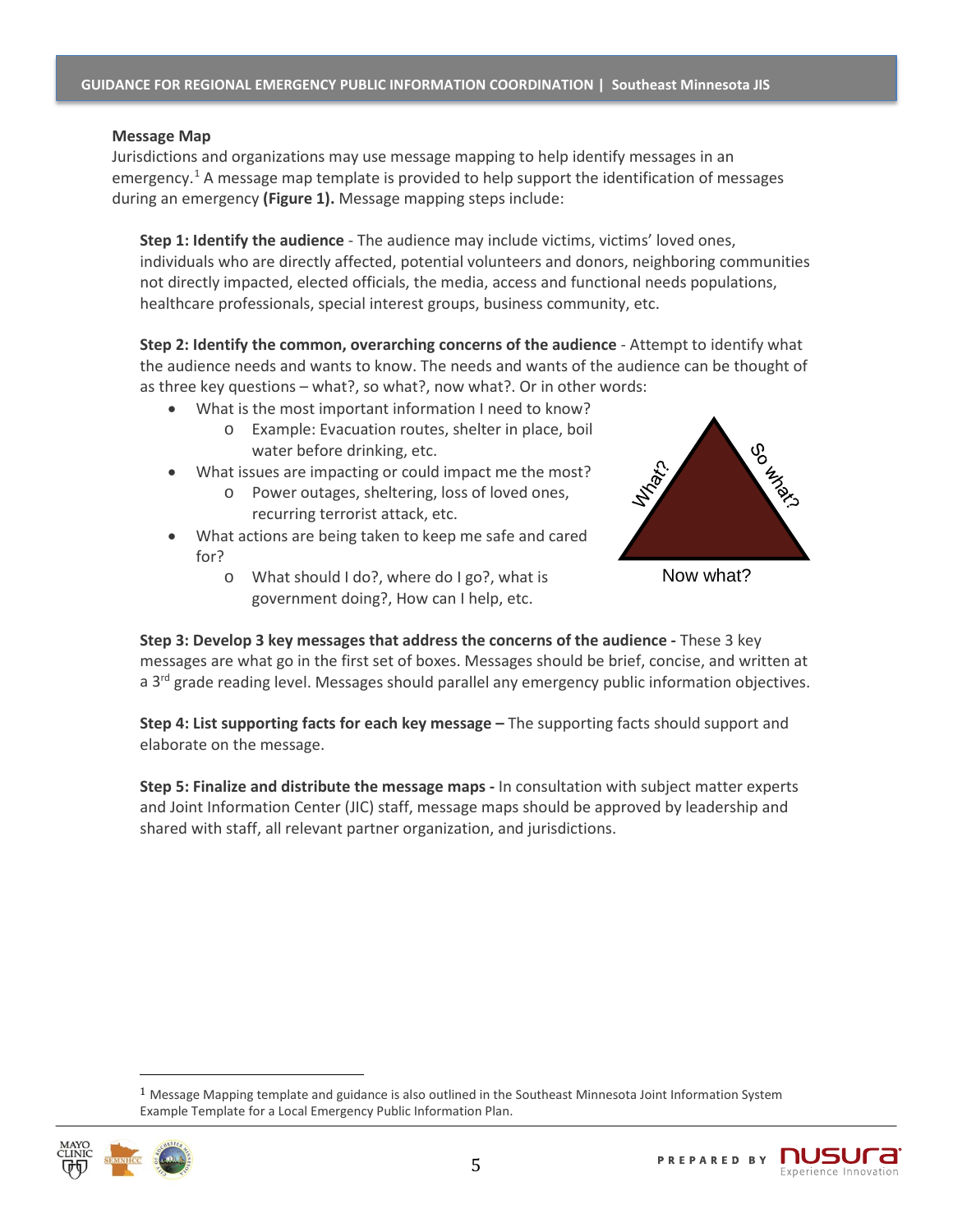### Message Map

Jurisdictions and organizations may use message mapping to help identify messages in an emergency.[1] A message map template is provided to help support the identification of messages during an emergency **(Figure 1).** Message mapping steps include:

**Step 1: Identify the audience** - The audience may include victims, victims' loved ones, individuals who are directly affected, potential volunteers and donors, neighboring communities not directly impacted, elected officials, the media, access and functional needs populations, healthcare professionals, special interest groups, business community, etc.

**Step 2: Identify the common, overarching concerns of the audience** - Attempt to identify what the audience needs and wants to know. The needs and wants of the audience can be thought of as three key questions – what?, so what?, now what?. Or in other words:

- What is the most important information I need to know?
  - Example: Evacuation routes, shelter in place, boil water before drinking, etc.
- What issues are impacting or could impact me the most?
  - Power outages, sheltering, loss of loved ones, recurring terrorist attack, etc.
- What actions are being taken to keep me safe and cared for?
  - What should I do?, where do I go?, what is government doing?, How can I help, etc.

What? So what? Now what?

**Step 3: Develop 3 key messages that address the concerns of the audience -** These 3 key messages are what go in the first set of boxes. Messages should be brief, concise, and written at a 3rd grade reading level. Messages should parallel any emergency public information objectives.

**Step 4: List supporting facts for each key message –** The supporting facts should support and elaborate on the message.

**Step 5: Finalize and distribute the message maps -** In consultation with subject matter experts and Joint Information Center (JIC) staff, message maps should be approved by leadership and shared with staff, all relevant partner organization, and jurisdictions.

[1] Message Mapping template and guidance is also outlined in the Southeast Minnesota Joint Information System Example Template for a Local Emergency Public Information Plan.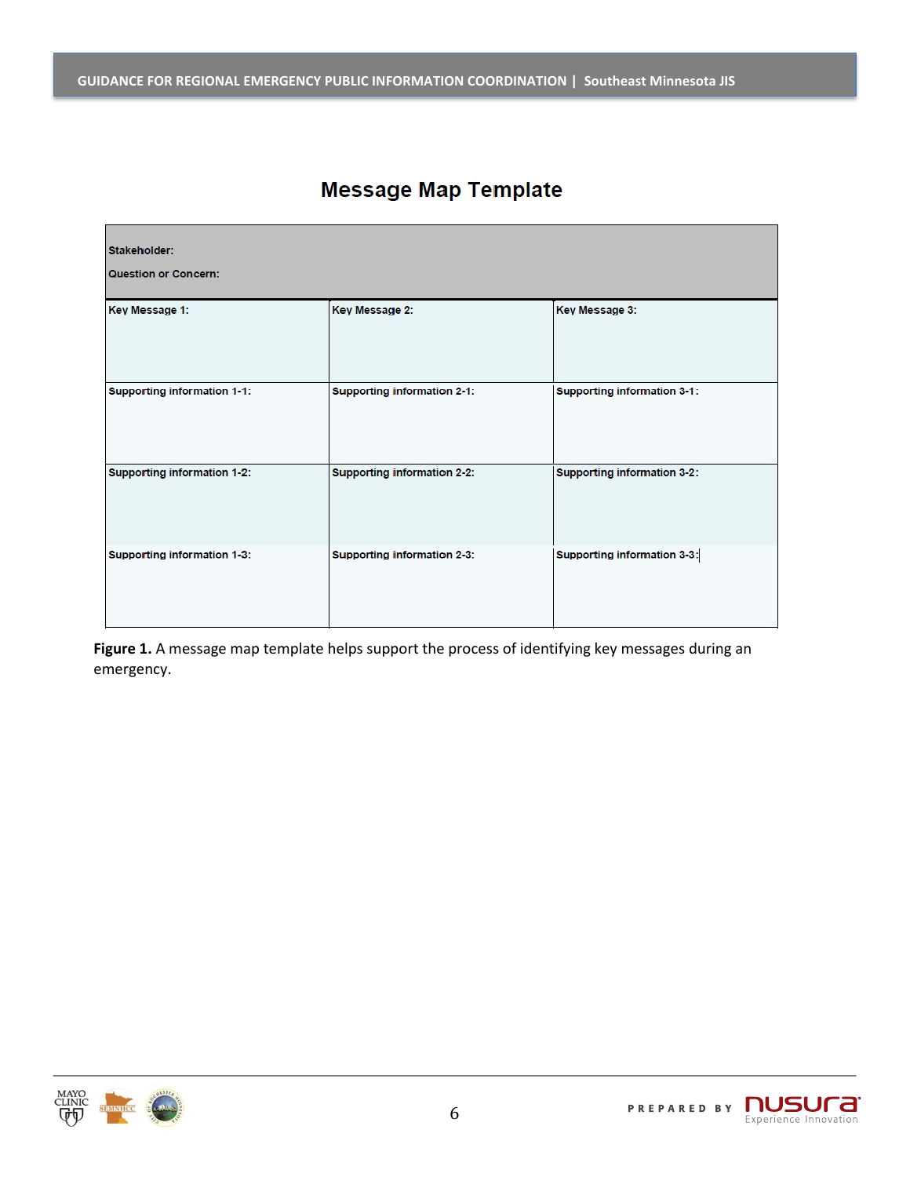## Message Map Template

| Stakeholder:<br>Question or Concern: | | |
|---|---|---|
| Key Message 1: | Key Message 2: | Key Message 3: |
| Supporting information 1-1: | Supporting information 2-1: | Supporting information 3-1: |
| Supporting information 1-2: | Supporting information 2-2: | Supporting information 3-2: |
| Supporting information 1-3: | Supporting information 2-3: | Supporting information 3-3: |

**Figure 1.** A message map template helps support the process of identifying key messages during an emergency.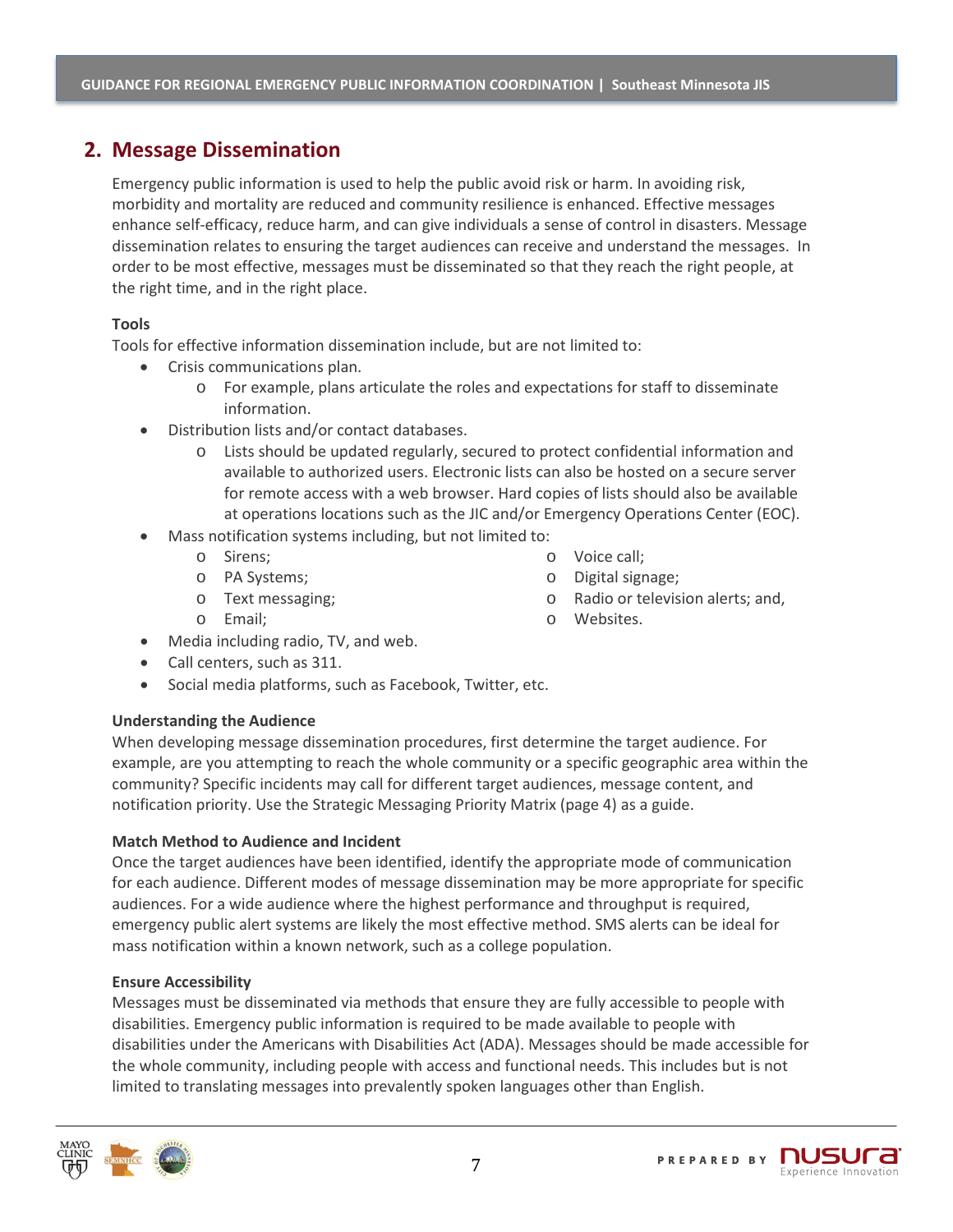## 2. Message Dissemination

Emergency public information is used to help the public avoid risk or harm. In avoiding risk, morbidity and mortality are reduced and community resilience is enhanced. Effective messages enhance self-efficacy, reduce harm, and can give individuals a sense of control in disasters. Message dissemination relates to ensuring the target audiences can receive and understand the messages. In order to be most effective, messages must be disseminated so that they reach the right people, at the right time, and in the right place.

**Tools**

Tools for effective information dissemination include, but are not limited to:

- Crisis communications plan.
  - For example, plans articulate the roles and expectations for staff to disseminate information.
- Distribution lists and/or contact databases.
  - Lists should be updated regularly, secured to protect confidential information and available to authorized users. Electronic lists can also be hosted on a secure server for remote access with a web browser. Hard copies of lists should also be available at operations locations such as the JIC and/or Emergency Operations Center (EOC).
- Mass notification systems including, but not limited to:
  - Sirens;
  - PA Systems;
  - Text messaging;
  - Email;
  - Voice call;
  - Digital signage;
  - Radio or television alerts; and,
  - Websites.
- Media including radio, TV, and web.
- Call centers, such as 311.
- Social media platforms, such as Facebook, Twitter, etc.

**Understanding the Audience**

When developing message dissemination procedures, first determine the target audience. For example, are you attempting to reach the whole community or a specific geographic area within the community? Specific incidents may call for different target audiences, message content, and notification priority. Use the Strategic Messaging Priority Matrix (page 4) as a guide.

**Match Method to Audience and Incident**

Once the target audiences have been identified, identify the appropriate mode of communication for each audience. Different modes of message dissemination may be more appropriate for specific audiences. For a wide audience where the highest performance and throughput is required, emergency public alert systems are likely the most effective method. SMS alerts can be ideal for mass notification within a known network, such as a college population.

**Ensure Accessibility**

Messages must be disseminated via methods that ensure they are fully accessible to people with disabilities. Emergency public information is required to be made available to people with disabilities under the Americans with Disabilities Act (ADA). Messages should be made accessible for the whole community, including people with access and functional needs. This includes but is not limited to translating messages into prevalently spoken languages other than English.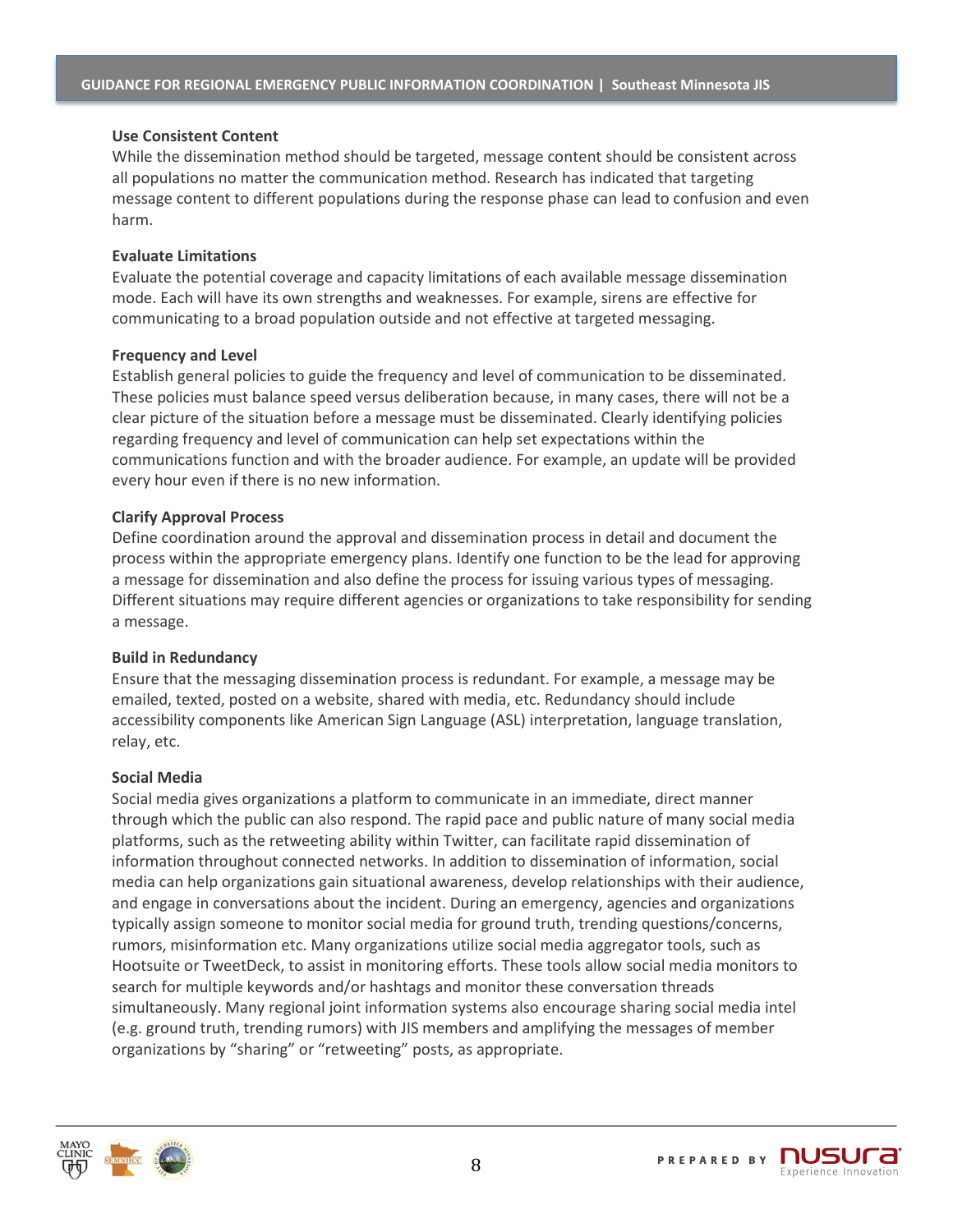### Use Consistent Content

While the dissemination method should be targeted, message content should be consistent across all populations no matter the communication method. Research has indicated that targeting message content to different populations during the response phase can lead to confusion and even harm.

### Evaluate Limitations

Evaluate the potential coverage and capacity limitations of each available message dissemination mode. Each will have its own strengths and weaknesses. For example, sirens are effective for communicating to a broad population outside and not effective at targeted messaging.

### Frequency and Level

Establish general policies to guide the frequency and level of communication to be disseminated. These policies must balance speed versus deliberation because, in many cases, there will not be a clear picture of the situation before a message must be disseminated. Clearly identifying policies regarding frequency and level of communication can help set expectations within the communications function and with the broader audience. For example, an update will be provided every hour even if there is no new information.

### Clarify Approval Process

Define coordination around the approval and dissemination process in detail and document the process within the appropriate emergency plans. Identify one function to be the lead for approving a message for dissemination and also define the process for issuing various types of messaging. Different situations may require different agencies or organizations to take responsibility for sending a message.

### Build in Redundancy

Ensure that the messaging dissemination process is redundant. For example, a message may be emailed, texted, posted on a website, shared with media, etc. Redundancy should include accessibility components like American Sign Language (ASL) interpretation, language translation, relay, etc.

### Social Media

Social media gives organizations a platform to communicate in an immediate, direct manner through which the public can also respond. The rapid pace and public nature of many social media platforms, such as the retweeting ability within Twitter, can facilitate rapid dissemination of information throughout connected networks. In addition to dissemination of information, social media can help organizations gain situational awareness, develop relationships with their audience, and engage in conversations about the incident. During an emergency, agencies and organizations typically assign someone to monitor social media for ground truth, trending questions/concerns, rumors, misinformation etc. Many organizations utilize social media aggregator tools, such as Hootsuite or TweetDeck, to assist in monitoring efforts. These tools allow social media monitors to search for multiple keywords and/or hashtags and monitor these conversation threads simultaneously. Many regional joint information systems also encourage sharing social media intel (e.g. ground truth, trending rumors) with JIS members and amplifying the messages of member organizations by "sharing" or "retweeting" posts, as appropriate.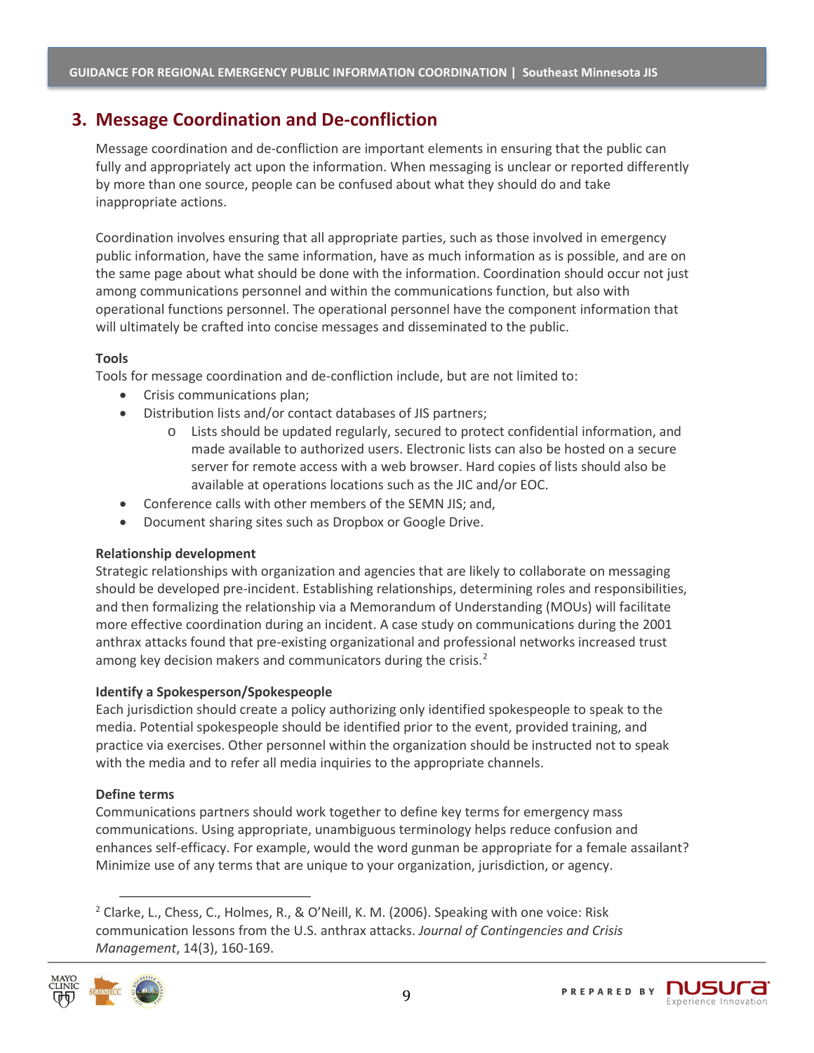## 3. Message Coordination and De-confliction

Message coordination and de-confliction are important elements in ensuring that the public can fully and appropriately act upon the information. When messaging is unclear or reported differently by more than one source, people can be confused about what they should do and take inappropriate actions.

Coordination involves ensuring that all appropriate parties, such as those involved in emergency public information, have the same information, have as much information as is possible, and are on the same page about what should be done with the information. Coordination should occur not just among communications personnel and within the communications function, but also with operational functions personnel. The operational personnel have the component information that will ultimately be crafted into concise messages and disseminated to the public.

**Tools**

Tools for message coordination and de-confliction include, but are not limited to:

- Crisis communications plan;
- Distribution lists and/or contact databases of JIS partners;
  - Lists should be updated regularly, secured to protect confidential information, and made available to authorized users. Electronic lists can also be hosted on a secure server for remote access with a web browser. Hard copies of lists should also be available at operations locations such as the JIC and/or EOC.
- Conference calls with other members of the SEMN JIS; and,
- Document sharing sites such as Dropbox or Google Drive.

**Relationship development**

Strategic relationships with organization and agencies that are likely to collaborate on messaging should be developed pre-incident. Establishing relationships, determining roles and responsibilities, and then formalizing the relationship via a Memorandum of Understanding (MOUs) will facilitate more effective coordination during an incident. A case study on communications during the 2001 anthrax attacks found that pre-existing organizational and professional networks increased trust among key decision makers and communicators during the crisis.[2]

**Identify a Spokesperson/Spokespeople**

Each jurisdiction should create a policy authorizing only identified spokespeople to speak to the media. Potential spokespeople should be identified prior to the event, provided training, and practice via exercises. Other personnel within the organization should be instructed not to speak with the media and to refer all media inquiries to the appropriate channels.

**Define terms**

Communications partners should work together to define key terms for emergency mass communications. Using appropriate, unambiguous terminology helps reduce confusion and enhances self-efficacy. For example, would the word gunman be appropriate for a female assailant? Minimize use of any terms that are unique to your organization, jurisdiction, or agency.

---

[2] Clarke, L., Chess, C., Holmes, R., & O'Neill, K. M. (2006). Speaking with one voice: Risk communication lessons from the U.S. anthrax attacks. *Journal of Contingencies and Crisis Management*, 14(3), 160-169.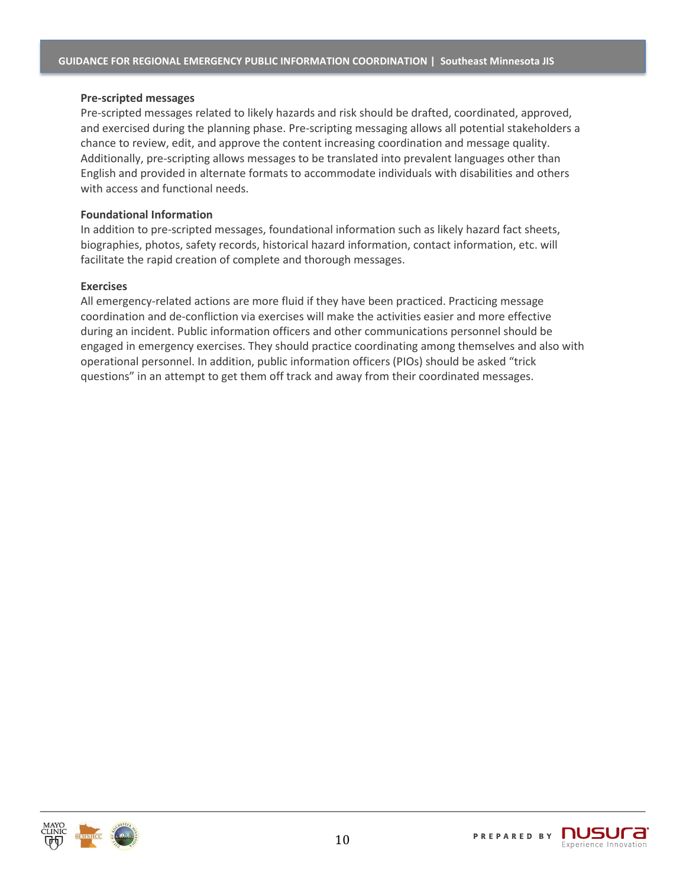### Pre-scripted messages

Pre-scripted messages related to likely hazards and risk should be drafted, coordinated, approved, and exercised during the planning phase. Pre-scripting messaging allows all potential stakeholders a chance to review, edit, and approve the content increasing coordination and message quality. Additionally, pre-scripting allows messages to be translated into prevalent languages other than English and provided in alternate formats to accommodate individuals with disabilities and others with access and functional needs.

### Foundational Information

In addition to pre-scripted messages, foundational information such as likely hazard fact sheets, biographies, photos, safety records, historical hazard information, contact information, etc. will facilitate the rapid creation of complete and thorough messages.

### Exercises

All emergency-related actions are more fluid if they have been practiced. Practicing message coordination and de-confliction via exercises will make the activities easier and more effective during an incident. Public information officers and other communications personnel should be engaged in emergency exercises. They should practice coordinating among themselves and also with operational personnel. In addition, public information officers (PIOs) should be asked "trick questions" in an attempt to get them off track and away from their coordinated messages.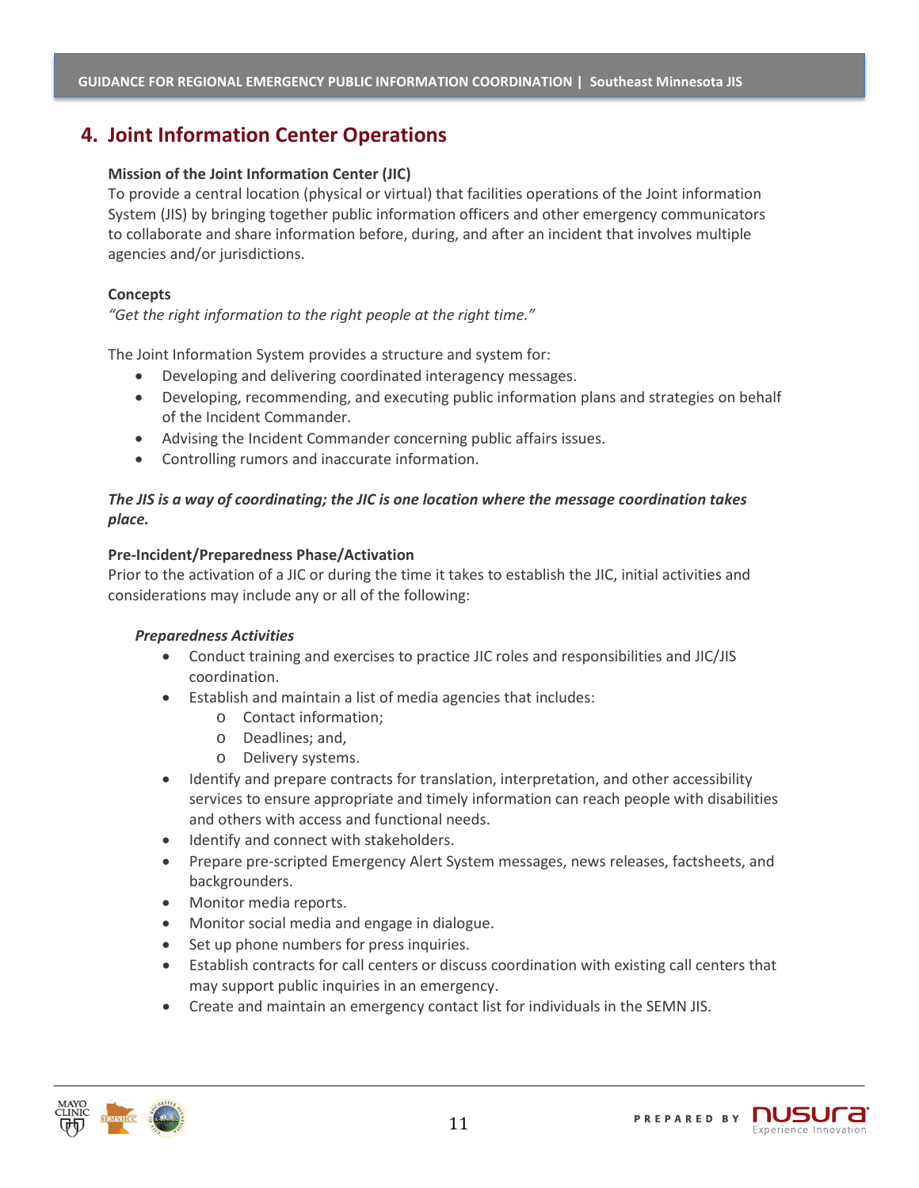## 4. Joint Information Center Operations

**Mission of the Joint Information Center (JIC)**

To provide a central location (physical or virtual) that facilities operations of the Joint information System (JIS) by bringing together public information officers and other emergency communicators to collaborate and share information before, during, and after an incident that involves multiple agencies and/or jurisdictions.

**Concepts**

*"Get the right information to the right people at the right time."*

The Joint Information System provides a structure and system for:

- Developing and delivering coordinated interagency messages.
- Developing, recommending, and executing public information plans and strategies on behalf of the Incident Commander.
- Advising the Incident Commander concerning public affairs issues.
- Controlling rumors and inaccurate information.

***The JIS is a way of coordinating; the JIC is one location where the message coordination takes place.***

**Pre-Incident/Preparedness Phase/Activation**

Prior to the activation of a JIC or during the time it takes to establish the JIC, initial activities and considerations may include any or all of the following:

***Preparedness Activities***

- Conduct training and exercises to practice JIC roles and responsibilities and JIC/JIS coordination.
- Establish and maintain a list of media agencies that includes:
  - Contact information;
  - Deadlines; and,
  - Delivery systems.
- Identify and prepare contracts for translation, interpretation, and other accessibility services to ensure appropriate and timely information can reach people with disabilities and others with access and functional needs.
- Identify and connect with stakeholders.
- Prepare pre-scripted Emergency Alert System messages, news releases, factsheets, and backgrounders.
- Monitor media reports.
- Monitor social media and engage in dialogue.
- Set up phone numbers for press inquiries.
- Establish contracts for call centers or discuss coordination with existing call centers that may support public inquiries in an emergency.
- Create and maintain an emergency contact list for individuals in the SEMN JIS.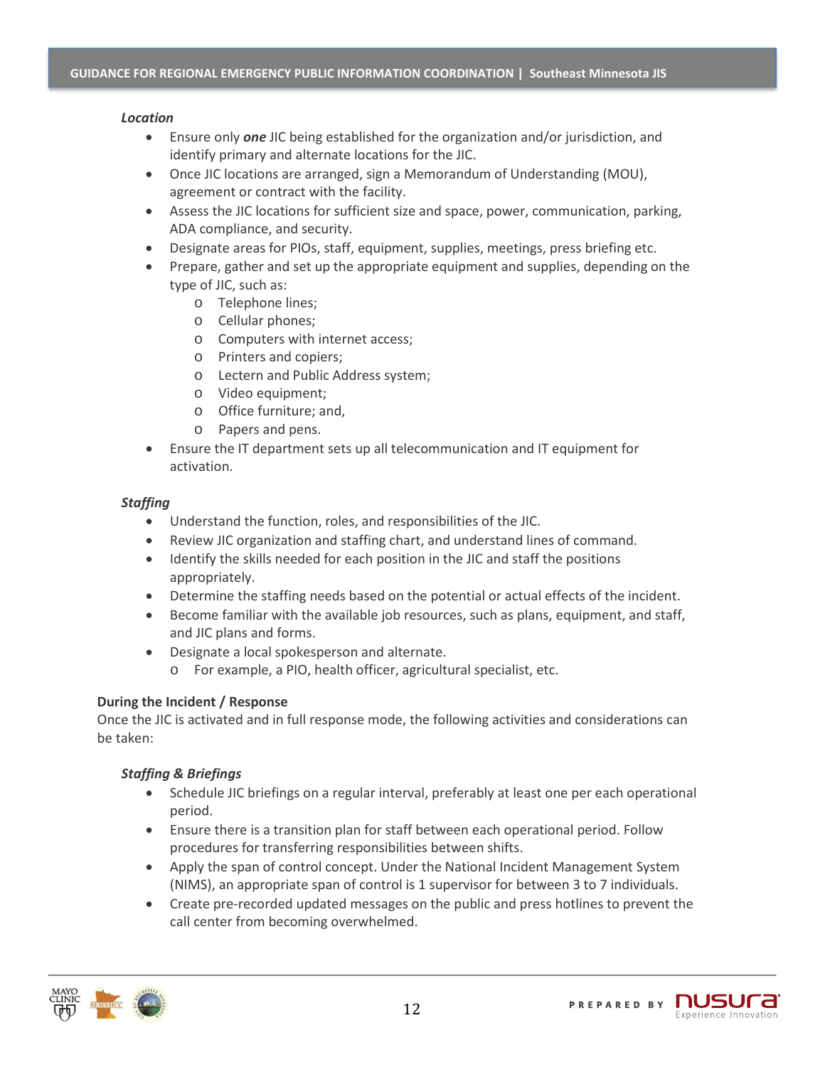*Location*

- Ensure only ***one*** JIC being established for the organization and/or jurisdiction, and identify primary and alternate locations for the JIC.
- Once JIC locations are arranged, sign a Memorandum of Understanding (MOU), agreement or contract with the facility.
- Assess the JIC locations for sufficient size and space, power, communication, parking, ADA compliance, and security.
- Designate areas for PIOs, staff, equipment, supplies, meetings, press briefing etc.
- Prepare, gather and set up the appropriate equipment and supplies, depending on the type of JIC, such as:
  - Telephone lines;
  - Cellular phones;
  - Computers with internet access;
  - Printers and copiers;
  - Lectern and Public Address system;
  - Video equipment;
  - Office furniture; and,
  - Papers and pens.
- Ensure the IT department sets up all telecommunication and IT equipment for activation.

*Staffing*

- Understand the function, roles, and responsibilities of the JIC.
- Review JIC organization and staffing chart, and understand lines of command.
- Identify the skills needed for each position in the JIC and staff the positions appropriately.
- Determine the staffing needs based on the potential or actual effects of the incident.
- Become familiar with the available job resources, such as plans, equipment, and staff, and JIC plans and forms.
- Designate a local spokesperson and alternate.
  - For example, a PIO, health officer, agricultural specialist, etc.

**During the Incident / Response**

Once the JIC is activated and in full response mode, the following activities and considerations can be taken:

*Staffing & Briefings*

- Schedule JIC briefings on a regular interval, preferably at least one per each operational period.
- Ensure there is a transition plan for staff between each operational period. Follow procedures for transferring responsibilities between shifts.
- Apply the span of control concept. Under the National Incident Management System (NIMS), an appropriate span of control is 1 supervisor for between 3 to 7 individuals.
- Create pre-recorded updated messages on the public and press hotlines to prevent the call center from becoming overwhelmed.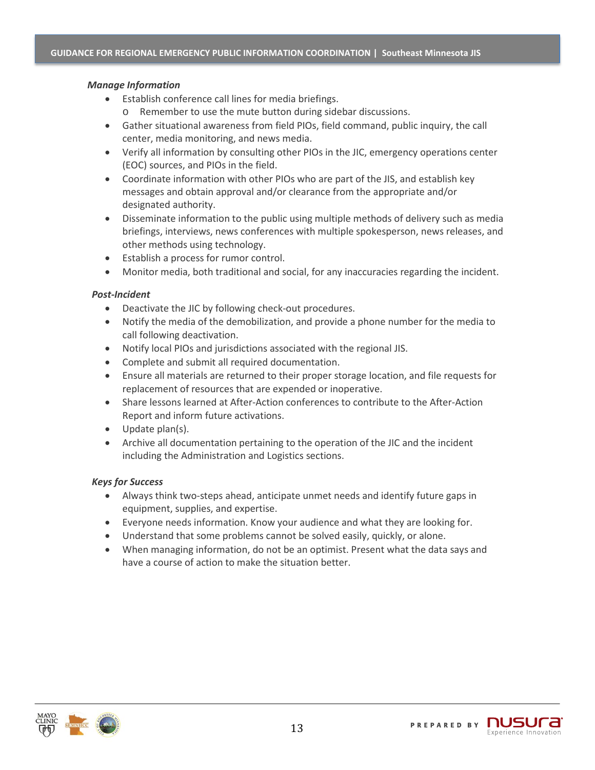***Manage Information***

- Establish conference call lines for media briefings.
  - Remember to use the mute button during sidebar discussions.
- Gather situational awareness from field PIOs, field command, public inquiry, the call center, media monitoring, and news media.
- Verify all information by consulting other PIOs in the JIC, emergency operations center (EOC) sources, and PIOs in the field.
- Coordinate information with other PIOs who are part of the JIS, and establish key messages and obtain approval and/or clearance from the appropriate and/or designated authority.
- Disseminate information to the public using multiple methods of delivery such as media briefings, interviews, news conferences with multiple spokesperson, news releases, and other methods using technology.
- Establish a process for rumor control.
- Monitor media, both traditional and social, for any inaccuracies regarding the incident.

***Post-Incident***

- Deactivate the JIC by following check-out procedures.
- Notify the media of the demobilization, and provide a phone number for the media to call following deactivation.
- Notify local PIOs and jurisdictions associated with the regional JIS.
- Complete and submit all required documentation.
- Ensure all materials are returned to their proper storage location, and file requests for replacement of resources that are expended or inoperative.
- Share lessons learned at After-Action conferences to contribute to the After-Action Report and inform future activations.
- Update plan(s).
- Archive all documentation pertaining to the operation of the JIC and the incident including the Administration and Logistics sections.

***Keys for Success***

- Always think two-steps ahead, anticipate unmet needs and identify future gaps in equipment, supplies, and expertise.
- Everyone needs information. Know your audience and what they are looking for.
- Understand that some problems cannot be solved easily, quickly, or alone.
- When managing information, do not be an optimist. Present what the data says and have a course of action to make the situation better.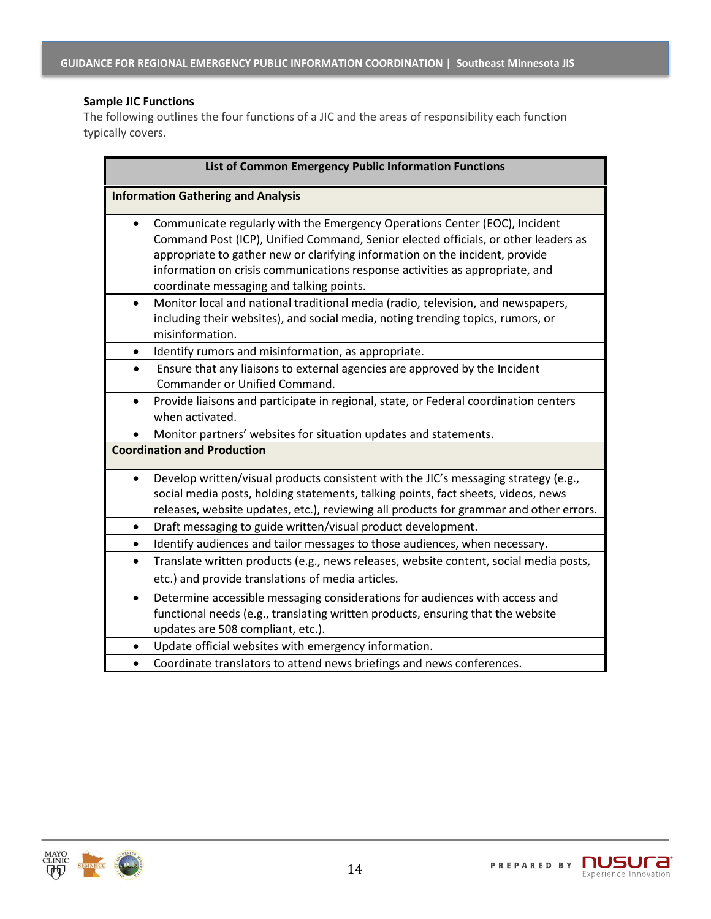**Sample JIC Functions**

The following outlines the four functions of a JIC and the areas of responsibility each function typically covers.

| List of Common Emergency Public Information Functions |
|---|
| **Information Gathering and Analysis** |
| • Communicate regularly with the Emergency Operations Center (EOC), Incident Command Post (ICP), Unified Command, Senior elected officials, or other leaders as appropriate to gather new or clarifying information on the incident, provide information on crisis communications response activities as appropriate, and coordinate messaging and talking points. |
| • Monitor local and national traditional media (radio, television, and newspapers, including their websites), and social media, noting trending topics, rumors, or misinformation. |
| • Identify rumors and misinformation, as appropriate. |
| • Ensure that any liaisons to external agencies are approved by the Incident Commander or Unified Command. |
| • Provide liaisons and participate in regional, state, or Federal coordination centers when activated. |
| • Monitor partners' websites for situation updates and statements. |
| **Coordination and Production** |
| • Develop written/visual products consistent with the JIC's messaging strategy (e.g., social media posts, holding statements, talking points, fact sheets, videos, news releases, website updates, etc.), reviewing all products for grammar and other errors. |
| • Draft messaging to guide written/visual product development. |
| • Identify audiences and tailor messages to those audiences, when necessary. |
| • Translate written products (e.g., news releases, website content, social media posts, etc.) and provide translations of media articles. |
| • Determine accessible messaging considerations for audiences with access and functional needs (e.g., translating written products, ensuring that the website updates are 508 compliant, etc.). |
| • Update official websites with emergency information. |
| • Coordinate translators to attend news briefings and news conferences. |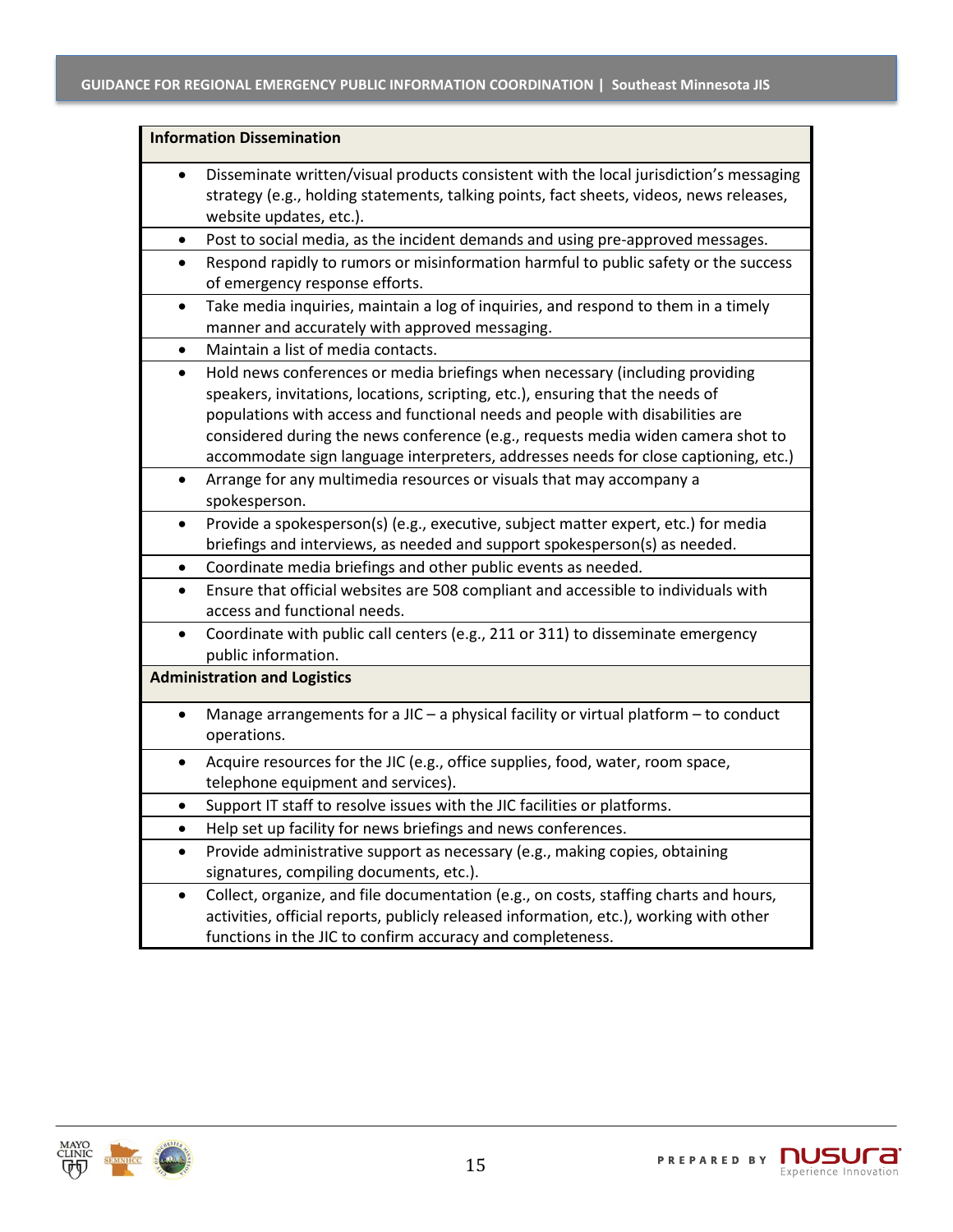| **Information Dissemination** |
|---|
| • Disseminate written/visual products consistent with the local jurisdiction's messaging strategy (e.g., holding statements, talking points, fact sheets, videos, news releases, website updates, etc.). |
| • Post to social media, as the incident demands and using pre-approved messages. |
| • Respond rapidly to rumors or misinformation harmful to public safety or the success of emergency response efforts. |
| • Take media inquiries, maintain a log of inquiries, and respond to them in a timely manner and accurately with approved messaging. |
| • Maintain a list of media contacts. |
| • Hold news conferences or media briefings when necessary (including providing speakers, invitations, locations, scripting, etc.), ensuring that the needs of populations with access and functional needs and people with disabilities are considered during the news conference (e.g., requests media widen camera shot to accommodate sign language interpreters, addresses needs for close captioning, etc.) |
| • Arrange for any multimedia resources or visuals that may accompany a spokesperson. |
| • Provide a spokesperson(s) (e.g., executive, subject matter expert, etc.) for media briefings and interviews, as needed and support spokesperson(s) as needed. |
| • Coordinate media briefings and other public events as needed. |
| • Ensure that official websites are 508 compliant and accessible to individuals with access and functional needs. |
| • Coordinate with public call centers (e.g., 211 or 311) to disseminate emergency public information. |
| **Administration and Logistics** |
| • Manage arrangements for a JIC – a physical facility or virtual platform – to conduct operations. |
| • Acquire resources for the JIC (e.g., office supplies, food, water, room space, telephone equipment and services). |
| • Support IT staff to resolve issues with the JIC facilities or platforms. |
| • Help set up facility for news briefings and news conferences. |
| • Provide administrative support as necessary (e.g., making copies, obtaining signatures, compiling documents, etc.). |
| • Collect, organize, and file documentation (e.g., on costs, staffing charts and hours, activities, official reports, publicly released information, etc.), working with other functions in the JIC to confirm accuracy and completeness. |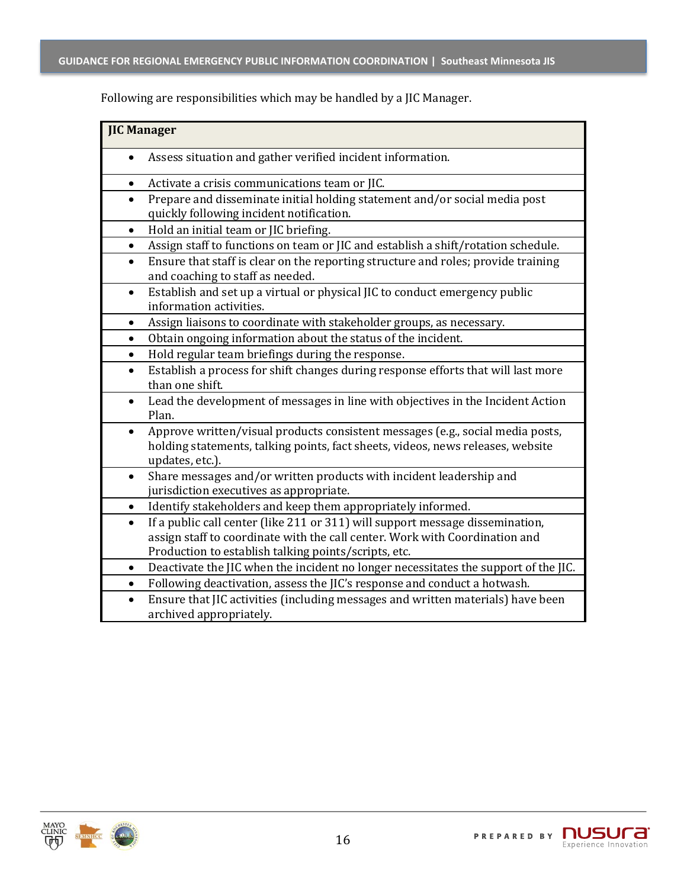Following are responsibilities which may be handled by a JIC Manager.

| JIC Manager |
| --- |
| • Assess situation and gather verified incident information. |
| • Activate a crisis communications team or JIC. |
| • Prepare and disseminate initial holding statement and/or social media post quickly following incident notification. |
| • Hold an initial team or JIC briefing. |
| • Assign staff to functions on team or JIC and establish a shift/rotation schedule. |
| • Ensure that staff is clear on the reporting structure and roles; provide training and coaching to staff as needed. |
| • Establish and set up a virtual or physical JIC to conduct emergency public information activities. |
| • Assign liaisons to coordinate with stakeholder groups, as necessary. |
| • Obtain ongoing information about the status of the incident. |
| • Hold regular team briefings during the response. |
| • Establish a process for shift changes during response efforts that will last more than one shift. |
| • Lead the development of messages in line with objectives in the Incident Action Plan. |
| • Approve written/visual products consistent messages (e.g., social media posts, holding statements, talking points, fact sheets, videos, news releases, website updates, etc.). |
| • Share messages and/or written products with incident leadership and jurisdiction executives as appropriate. |
| • Identify stakeholders and keep them appropriately informed. |
| • If a public call center (like 211 or 311) will support message dissemination, assign staff to coordinate with the call center. Work with Coordination and Production to establish talking points/scripts, etc. |
| • Deactivate the JIC when the incident no longer necessitates the support of the JIC. |
| • Following deactivation, assess the JIC's response and conduct a hotwash. |
| • Ensure that JIC activities (including messages and written materials) have been archived appropriately. |